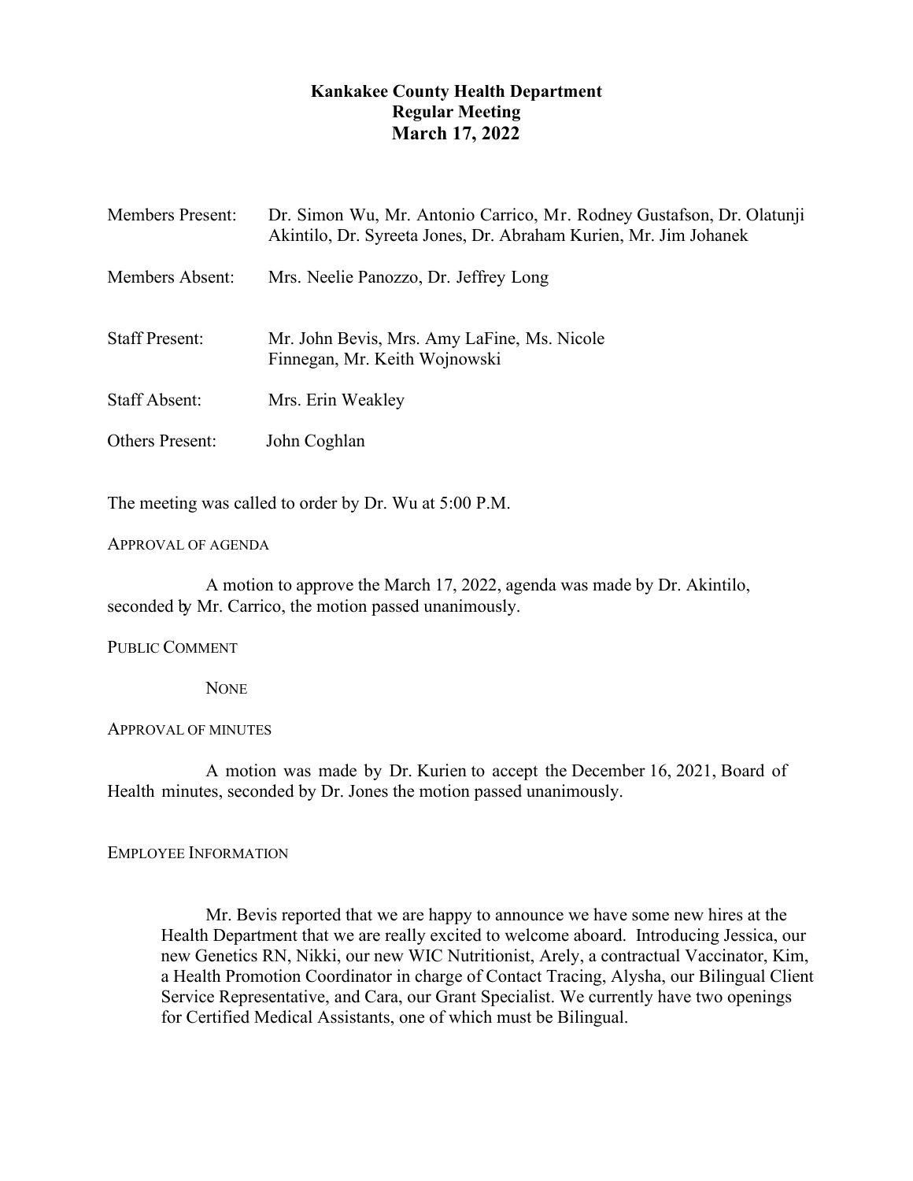# Kankakee County Health Department
## Regular Meeting
## March 17, 2022

| | |
|---|---|
| Members Present: | Dr. Simon Wu, Mr. Antonio Carrico, Mr. Rodney Gustafson, Dr. Olatunji Akintilo, Dr. Syreeta Jones, Dr. Abraham Kurien, Mr. Jim Johanek |
| Members Absent: | Mrs. Neelie Panozzo, Dr. Jeffrey Long |
| Staff Present: | Mr. John Bevis, Mrs. Amy LaFine, Ms. Nicole Finnegan, Mr. Keith Wojnowski |
| Staff Absent: | Mrs. Erin Weakley |
| Others Present: | John Coghlan |

The meeting was called to order by Dr. Wu at 5:00 P.M.

APPROVAL OF AGENDA

A motion to approve the March 17, 2022, agenda was made by Dr. Akintilo, seconded by Mr. Carrico, the motion passed unanimously.

PUBLIC COMMENT

NONE

APPROVAL OF MINUTES

A motion was made by Dr. Kurien to accept the December 16, 2021, Board of Health minutes, seconded by Dr. Jones the motion passed unanimously.

EMPLOYEE INFORMATION

Mr. Bevis reported that we are happy to announce we have some new hires at the Health Department that we are really excited to welcome aboard. Introducing Jessica, our new Genetics RN, Nikki, our new WIC Nutritionist, Arely, a contractual Vaccinator, Kim, a Health Promotion Coordinator in charge of Contact Tracing, Alysha, our Bilingual Client Service Representative, and Cara, our Grant Specialist. We currently have two openings for Certified Medical Assistants, one of which must be Bilingual.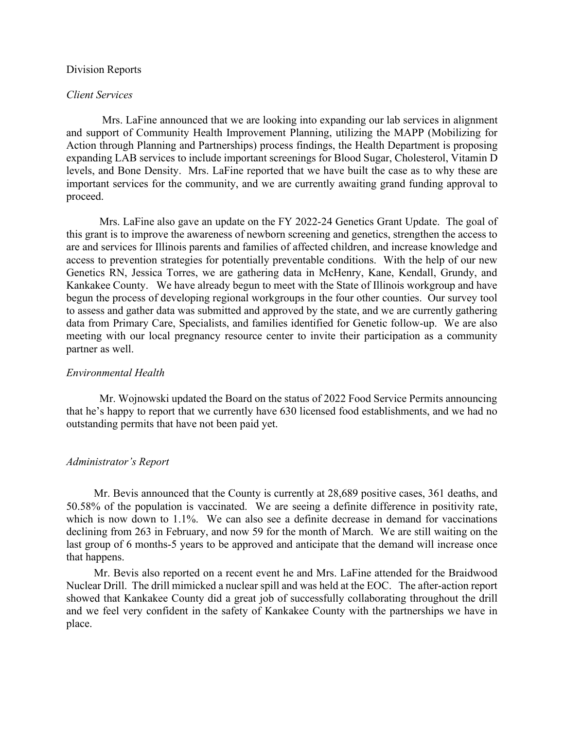Division Reports

*Client Services*

Mrs. LaFine announced that we are looking into expanding our lab services in alignment and support of Community Health Improvement Planning, utilizing the MAPP (Mobilizing for Action through Planning and Partnerships) process findings, the Health Department is proposing expanding LAB services to include important screenings for Blood Sugar, Cholesterol, Vitamin D levels, and Bone Density. Mrs. LaFine reported that we have built the case as to why these are important services for the community, and we are currently awaiting grand funding approval to proceed.

Mrs. LaFine also gave an update on the FY 2022-24 Genetics Grant Update. The goal of this grant is to improve the awareness of newborn screening and genetics, strengthen the access to are and services for Illinois parents and families of affected children, and increase knowledge and access to prevention strategies for potentially preventable conditions. With the help of our new Genetics RN, Jessica Torres, we are gathering data in McHenry, Kane, Kendall, Grundy, and Kankakee County. We have already begun to meet with the State of Illinois workgroup and have begun the process of developing regional workgroups in the four other counties. Our survey tool to assess and gather data was submitted and approved by the state, and we are currently gathering data from Primary Care, Specialists, and families identified for Genetic follow-up. We are also meeting with our local pregnancy resource center to invite their participation as a community partner as well.

*Environmental Health*

Mr. Wojnowski updated the Board on the status of 2022 Food Service Permits announcing that he's happy to report that we currently have 630 licensed food establishments, and we had no outstanding permits that have not been paid yet.

*Administrator's Report*

Mr. Bevis announced that the County is currently at 28,689 positive cases, 361 deaths, and 50.58% of the population is vaccinated. We are seeing a definite difference in positivity rate, which is now down to 1.1%. We can also see a definite decrease in demand for vaccinations declining from 263 in February, and now 59 for the month of March. We are still waiting on the last group of 6 months-5 years to be approved and anticipate that the demand will increase once that happens.

Mr. Bevis also reported on a recent event he and Mrs. LaFine attended for the Braidwood Nuclear Drill. The drill mimicked a nuclear spill and was held at the EOC. The after-action report showed that Kankakee County did a great job of successfully collaborating throughout the drill and we feel very confident in the safety of Kankakee County with the partnerships we have in place.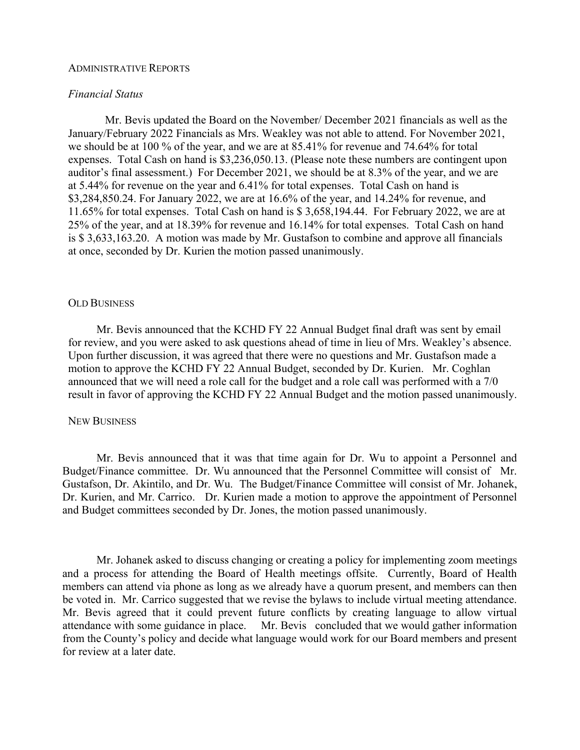## Administrative Reports

### *Financial Status*

Mr. Bevis updated the Board on the November/ December 2021 financials as well as the January/February 2022 Financials as Mrs. Weakley was not able to attend. For November 2021, we should be at 100 % of the year, and we are at 85.41% for revenue and 74.64% for total expenses. Total Cash on hand is $3,236,050.13. (Please note these numbers are contingent upon auditor's final assessment.) For December 2021, we should be at 8.3% of the year, and we are at 5.44% for revenue on the year and 6.41% for total expenses. Total Cash on hand is $3,284,850.24. For January 2022, we are at 16.6% of the year, and 14.24% for revenue, and 11.65% for total expenses. Total Cash on hand is $ 3,658,194.44. For February 2022, we are at 25% of the year, and at 18.39% for revenue and 16.14% for total expenses. Total Cash on hand is $ 3,633,163.20. A motion was made by Mr. Gustafson to combine and approve all financials at once, seconded by Dr. Kurien the motion passed unanimously.

## Old Business

Mr. Bevis announced that the KCHD FY 22 Annual Budget final draft was sent by email for review, and you were asked to ask questions ahead of time in lieu of Mrs. Weakley's absence. Upon further discussion, it was agreed that there were no questions and Mr. Gustafson made a motion to approve the KCHD FY 22 Annual Budget, seconded by Dr. Kurien. Mr. Coghlan announced that we will need a role call for the budget and a role call was performed with a 7/0 result in favor of approving the KCHD FY 22 Annual Budget and the motion passed unanimously.

## New Business

Mr. Bevis announced that it was that time again for Dr. Wu to appoint a Personnel and Budget/Finance committee. Dr. Wu announced that the Personnel Committee will consist of Mr. Gustafson, Dr. Akintilo, and Dr. Wu. The Budget/Finance Committee will consist of Mr. Johanek, Dr. Kurien, and Mr. Carrico. Dr. Kurien made a motion to approve the appointment of Personnel and Budget committees seconded by Dr. Jones, the motion passed unanimously.

Mr. Johanek asked to discuss changing or creating a policy for implementing zoom meetings and a process for attending the Board of Health meetings offsite. Currently, Board of Health members can attend via phone as long as we already have a quorum present, and members can then be voted in. Mr. Carrico suggested that we revise the bylaws to include virtual meeting attendance. Mr. Bevis agreed that it could prevent future conflicts by creating language to allow virtual attendance with some guidance in place. Mr. Bevis concluded that we would gather information from the County's policy and decide what language would work for our Board members and present for review at a later date.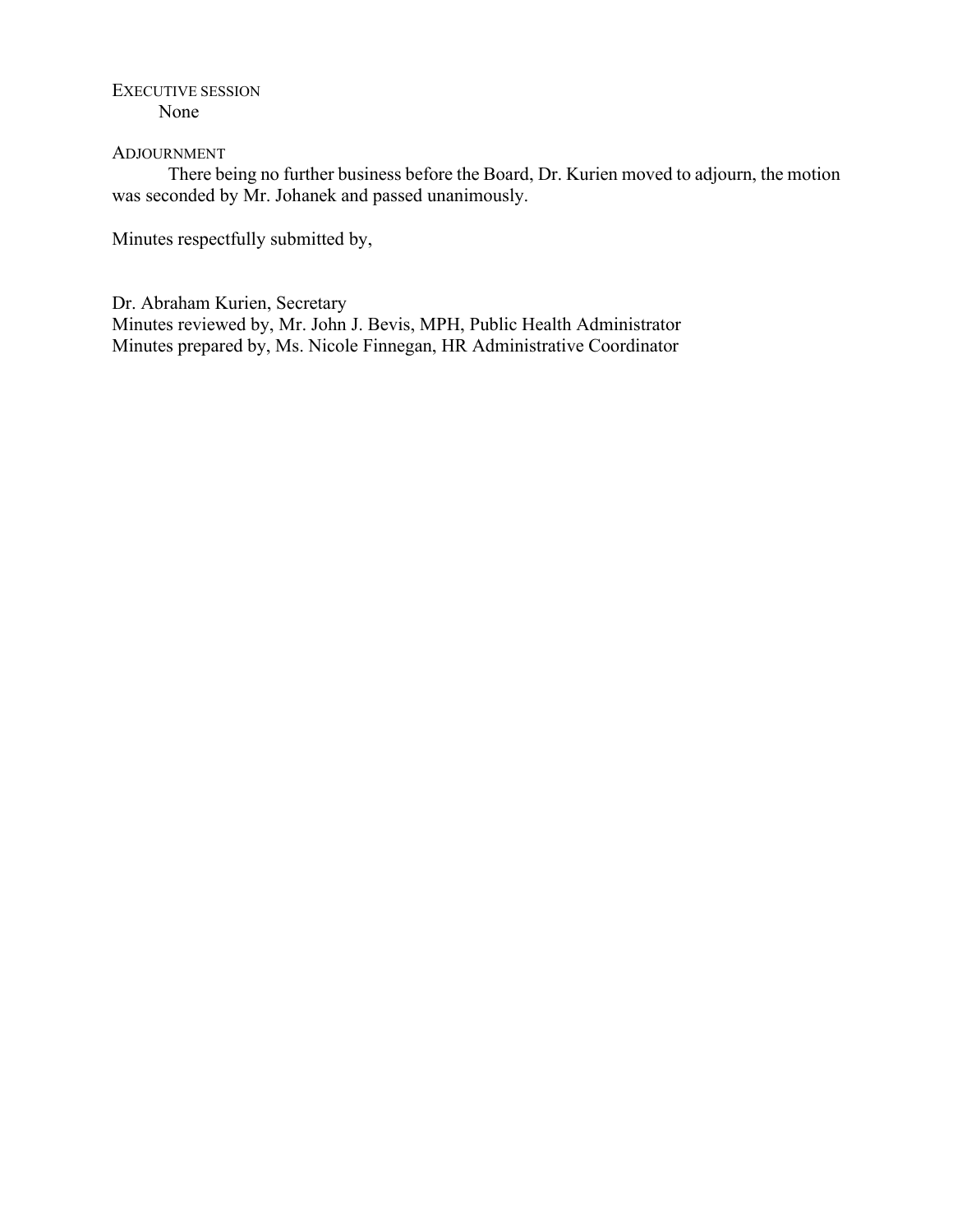EXECUTIVE SESSION

None

ADJOURNMENT

There being no further business before the Board, Dr. Kurien moved to adjourn, the motion was seconded by Mr. Johanek and passed unanimously.

Minutes respectfully submitted by,

Dr. Abraham Kurien, Secretary
Minutes reviewed by, Mr. John J. Bevis, MPH, Public Health Administrator
Minutes prepared by, Ms. Nicole Finnegan, HR Administrative Coordinator